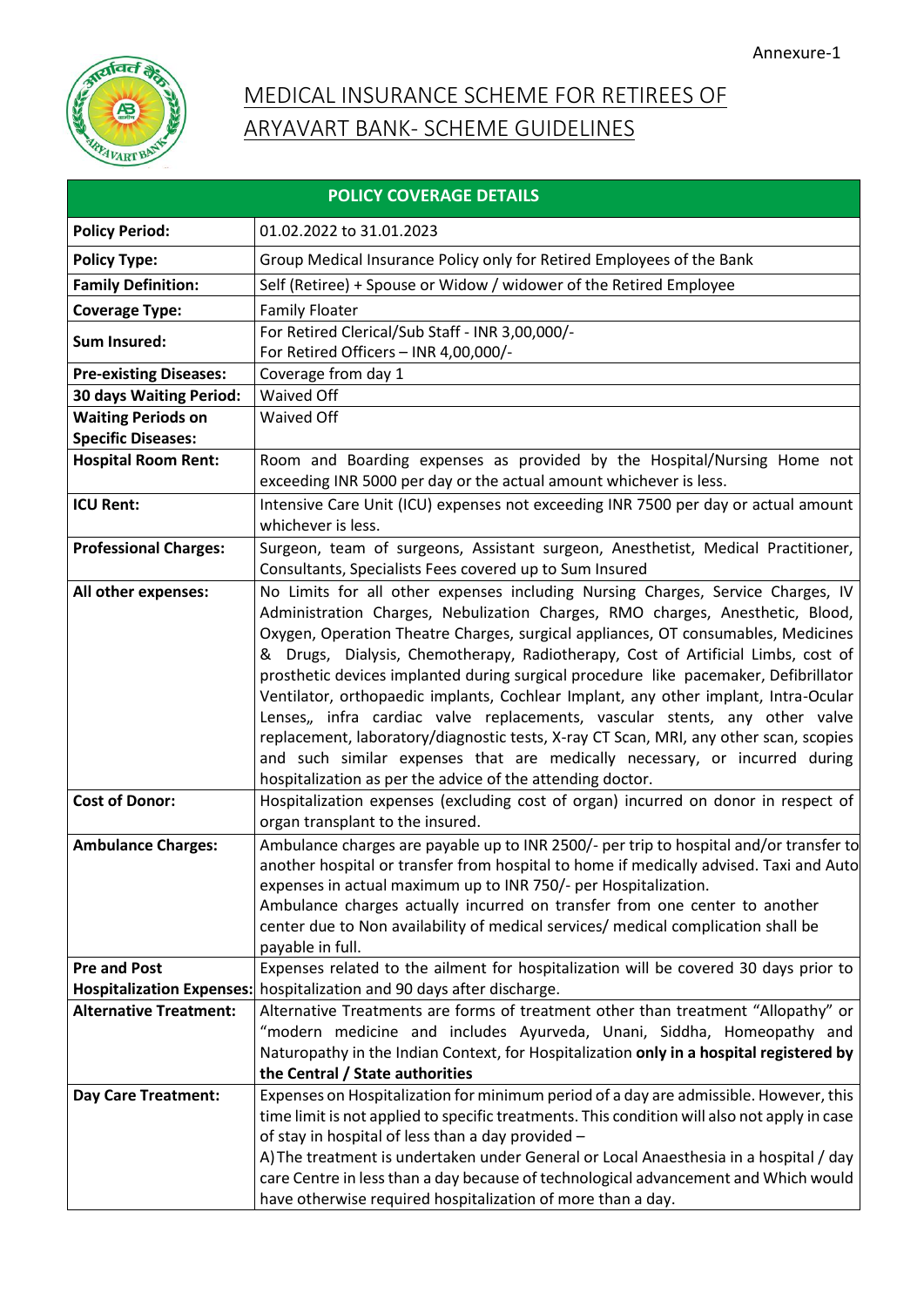Annexure-1

# MEDICAL INSURANCE SCHEME FOR RETIREES OF ARYAVART BANK- SCHEME GUIDELINES

| POLICY COVERAGE DETAILS | |
|---|---|
| **Policy Period:** | 01.02.2022 to 31.01.2023 |
| **Policy Type:** | Group Medical Insurance Policy only for Retired Employees of the Bank |
| **Family Definition:** | Self (Retiree) + Spouse or Widow / widower of the Retired Employee |
| **Coverage Type:** | Family Floater |
| **Sum Insured:** | For Retired Clerical/Sub Staff - INR 3,00,000/-<br>For Retired Officers – INR 4,00,000/- |
| **Pre-existing Diseases:** | Coverage from day 1 |
| **30 days Waiting Period:** | Waived Off |
| **Waiting Periods on Specific Diseases:** | Waived Off |
| **Hospital Room Rent:** | Room and Boarding expenses as provided by the Hospital/Nursing Home not exceeding INR 5000 per day or the actual amount whichever is less. |
| **ICU Rent:** | Intensive Care Unit (ICU) expenses not exceeding INR 7500 per day or actual amount whichever is less. |
| **Professional Charges:** | Surgeon, team of surgeons, Assistant surgeon, Anesthetist, Medical Practitioner, Consultants, Specialists Fees covered up to Sum Insured |
| **All other expenses:** | No Limits for all other expenses including Nursing Charges, Service Charges, IV Administration Charges, Nebulization Charges, RMO charges, Anesthetic, Blood, Oxygen, Operation Theatre Charges, surgical appliances, OT consumables, Medicines & Drugs, Dialysis, Chemotherapy, Radiotherapy, Cost of Artificial Limbs, cost of prosthetic devices implanted during surgical procedure like pacemaker, Defibrillator Ventilator, orthopaedic implants, Cochlear Implant, any other implant, Intra-Ocular Lenses,, infra cardiac valve replacements, vascular stents, any other valve replacement, laboratory/diagnostic tests, X-ray CT Scan, MRI, any other scan, scopies and such similar expenses that are medically necessary, or incurred during hospitalization as per the advice of the attending doctor. |
| **Cost of Donor:** | Hospitalization expenses (excluding cost of organ) incurred on donor in respect of organ transplant to the insured. |
| **Ambulance Charges:** | Ambulance charges are payable up to INR 2500/- per trip to hospital and/or transfer to another hospital or transfer from hospital to home if medically advised. Taxi and Auto expenses in actual maximum up to INR 750/- per Hospitalization.<br>Ambulance charges actually incurred on transfer from one center to another center due to Non availability of medical services/ medical complication shall be payable in full. |
| **Pre and Post Hospitalization Expenses:** | Expenses related to the ailment for hospitalization will be covered 30 days prior to hospitalization and 90 days after discharge. |
| **Alternative Treatment:** | Alternative Treatments are forms of treatment other than treatment "Allopathy" or "modern medicine and includes Ayurveda, Unani, Siddha, Homeopathy and Naturopathy in the Indian Context, for Hospitalization **only in a hospital registered by the Central / State authorities** |
| **Day Care Treatment:** | Expenses on Hospitalization for minimum period of a day are admissible. However, this time limit is not applied to specific treatments. This condition will also not apply in case of stay in hospital of less than a day provided –<br>A) The treatment is undertaken under General or Local Anaesthesia in a hospital / day care Centre in less than a day because of technological advancement and Which would have otherwise required hospitalization of more than a day. |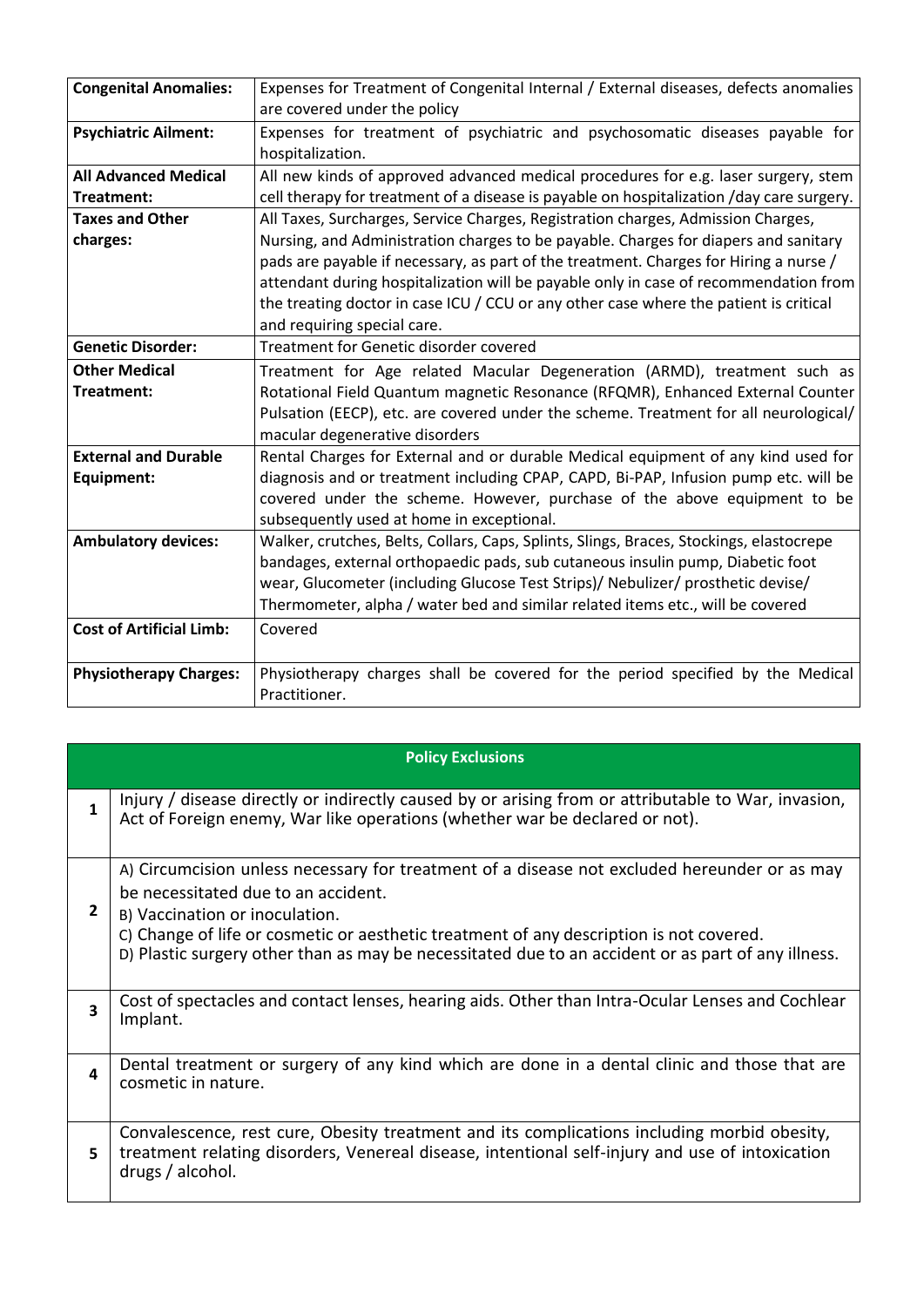| **Congenital Anomalies:** | Expenses for Treatment of Congenital Internal / External diseases, defects anomalies are covered under the policy |
|---|---|
| **Psychiatric Ailment:** | Expenses for treatment of psychiatric and psychosomatic diseases payable for hospitalization. |
| **All Advanced Medical Treatment:** | All new kinds of approved advanced medical procedures for e.g. laser surgery, stem cell therapy for treatment of a disease is payable on hospitalization /day care surgery. |
| **Taxes and Other charges:** | All Taxes, Surcharges, Service Charges, Registration charges, Admission Charges, Nursing, and Administration charges to be payable. Charges for diapers and sanitary pads are payable if necessary, as part of the treatment. Charges for Hiring a nurse / attendant during hospitalization will be payable only in case of recommendation from the treating doctor in case ICU / CCU or any other case where the patient is critical and requiring special care. |
| **Genetic Disorder:** | Treatment for Genetic disorder covered |
| **Other Medical Treatment:** | Treatment for Age related Macular Degeneration (ARMD), treatment such as Rotational Field Quantum magnetic Resonance (RFQMR), Enhanced External Counter Pulsation (EECP), etc. are covered under the scheme. Treatment for all neurological/ macular degenerative disorders |
| **External and Durable Equipment:** | Rental Charges for External and or durable Medical equipment of any kind used for diagnosis and or treatment including CPAP, CAPD, Bi-PAP, Infusion pump etc. will be covered under the scheme. However, purchase of the above equipment to be subsequently used at home in exceptional. |
| **Ambulatory devices:** | Walker, crutches, Belts, Collars, Caps, Splints, Slings, Braces, Stockings, elastocrepe bandages, external orthopaedic pads, sub cutaneous insulin pump, Diabetic foot wear, Glucometer (including Glucose Test Strips)/ Nebulizer/ prosthetic devise/ Thermometer, alpha / water bed and similar related items etc., will be covered |
| **Cost of Artificial Limb:** | Covered |
| **Physiotherapy Charges:** | Physiotherapy charges shall be covered for the period specified by the Medical Practitioner. |

| **Policy Exclusions** | |
|---|---|
| **1** | Injury / disease directly or indirectly caused by or arising from or attributable to War, invasion, Act of Foreign enemy, War like operations (whether war be declared or not). |
| **2** | A) Circumcision unless necessary for treatment of a disease not excluded hereunder or as may be necessitated due to an accident.<br>B) Vaccination or inoculation.<br>C) Change of life or cosmetic or aesthetic treatment of any description is not covered.<br>D) Plastic surgery other than as may be necessitated due to an accident or as part of any illness. |
| **3** | Cost of spectacles and contact lenses, hearing aids. Other than Intra-Ocular Lenses and Cochlear Implant. |
| **4** | Dental treatment or surgery of any kind which are done in a dental clinic and those that are cosmetic in nature. |
| **5** | Convalescence, rest cure, Obesity treatment and its complications including morbid obesity, treatment relating disorders, Venereal disease, intentional self-injury and use of intoxication drugs / alcohol. |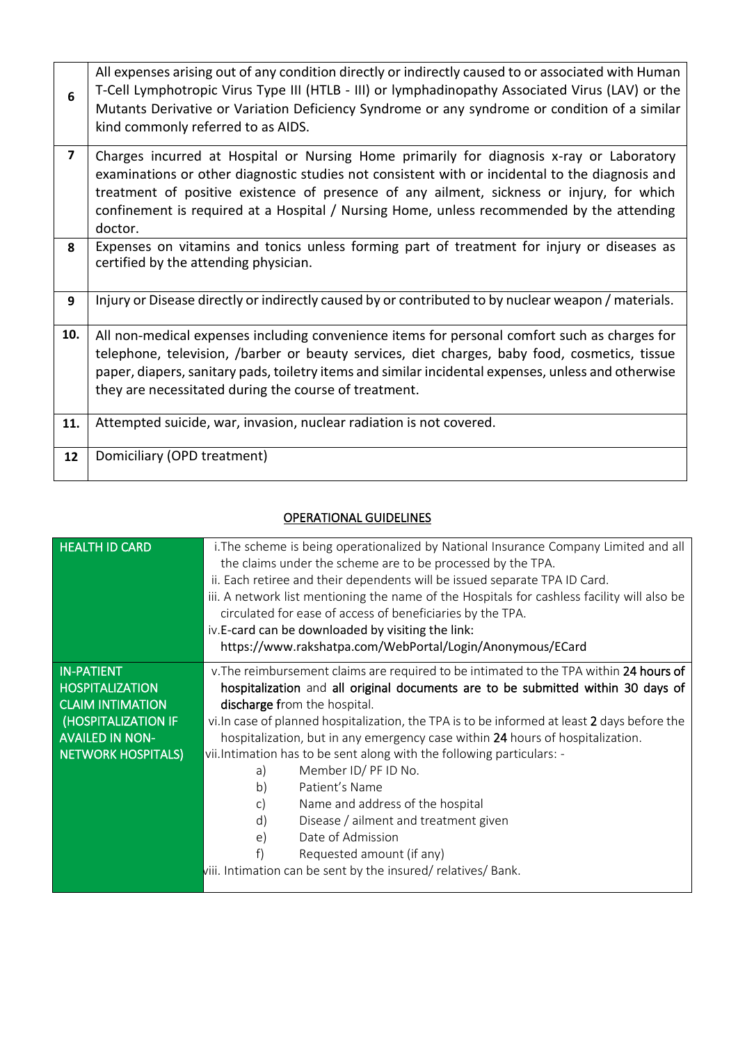| | |
|---|---|
| 6 | All expenses arising out of any condition directly or indirectly caused to or associated with Human T-Cell Lymphotropic Virus Type III (HTLB - III) or lymphadinopathy Associated Virus (LAV) or the Mutants Derivative or Variation Deficiency Syndrome or any syndrome or condition of a similar kind commonly referred to as AIDS. |
| 7 | Charges incurred at Hospital or Nursing Home primarily for diagnosis x-ray or Laboratory examinations or other diagnostic studies not consistent with or incidental to the diagnosis and treatment of positive existence of presence of any ailment, sickness or injury, for which confinement is required at a Hospital / Nursing Home, unless recommended by the attending doctor. |
| 8 | Expenses on vitamins and tonics unless forming part of treatment for injury or diseases as certified by the attending physician. |
| 9 | Injury or Disease directly or indirectly caused by or contributed to by nuclear weapon / materials. |
| 10. | All non-medical expenses including convenience items for personal comfort such as charges for telephone, television, /barber or beauty services, diet charges, baby food, cosmetics, tissue paper, diapers, sanitary pads, toiletry items and similar incidental expenses, unless and otherwise they are necessitated during the course of treatment. |
| 11. | Attempted suicide, war, invasion, nuclear radiation is not covered. |
| 12 | Domiciliary (OPD treatment) |

## OPERATIONAL GUIDELINES

| | |
|---|---|
| HEALTH ID CARD | i. The scheme is being operationalized by National Insurance Company Limited and all the claims under the scheme are to be processed by the TPA.<br>ii. Each retiree and their dependents will be issued separate TPA ID Card.<br>iii. A network list mentioning the name of the Hospitals for cashless facility will also be circulated for ease of access of beneficiaries by the TPA.<br>iv. E-card can be downloaded by visiting the link: https://www.rakshatpa.com/WebPortal/Login/Anonymous/ECard |
| IN-PATIENT HOSPITALIZATION CLAIM INTIMATION (HOSPITALIZATION IF AVAILED IN NON-NETWORK HOSPITALS) | v. The reimbursement claims are required to be intimated to the TPA within **24 hours of hospitalization** and **all original documents are to be submitted within 30 days of discharge** from the hospital.<br>vi. In case of planned hospitalization, the TPA is to be informed at least **2** days before the hospitalization, but in any emergency case within **24** hours of hospitalization.<br>vii. Intimation has to be sent along with the following particulars: -<br>a) Member ID/ PF ID No.<br>b) Patient's Name<br>c) Name and address of the hospital<br>d) Disease / ailment and treatment given<br>e) Date of Admission<br>f) Requested amount (if any)<br>viii. Intimation can be sent by the insured/ relatives/ Bank. |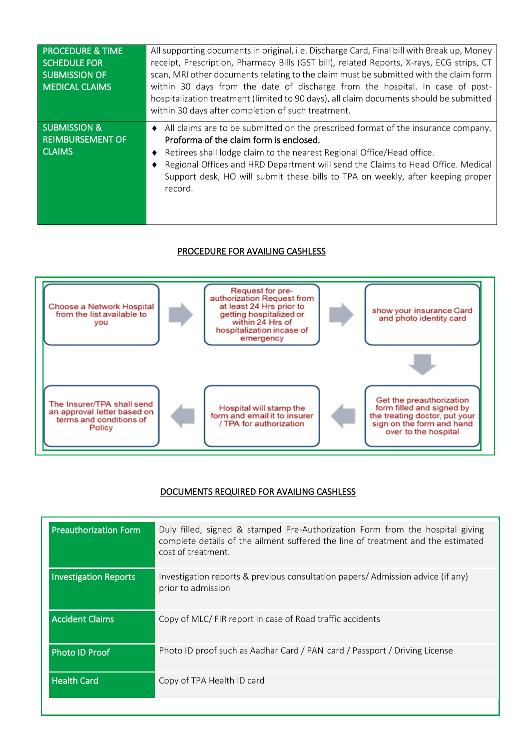| | |
|---|---|
| PROCEDURE & TIME SCHEDULE FOR SUBMISSION OF MEDICAL CLAIMS | All supporting documents in original, i.e. Discharge Card, Final bill with Break up, Money receipt, Prescription, Pharmacy Bills (GST bill), related Reports, X-rays, ECG strips, CT scan, MRI other documents relating to the claim must be submitted with the claim form within 30 days from the date of discharge from the hospital. In case of post-hospitalization treatment (limited to 90 days), all claim documents should be submitted within 30 days after completion of such treatment. |
| SUBMISSION & REIMBURSEMENT OF CLAIMS | ♦ All claims are to be submitted on the prescribed format of the insurance company. **Proforma of the claim form is enclosed.**<br>♦ Retirees shall lodge claim to the nearest Regional Office/Head office.<br>♦ Regional Offices and HRD Department will send the Claims to Head Office. Medical Support desk, HO will submit these bills to TPA on weekly, after keeping proper record. |

## PROCEDURE FOR AVAILING CASHLESS

1. Choose a Network Hospital from the list available to you
2. Request for pre-authorization Request from at least 24 Hrs prior to getting hospitalized or within 24 Hrs of hospitalization incase of emergency
3. show your insurance Card and photo identity card
4. Get the preauthorization form filled and signed by the treating doctor, put your sign on the form and hand over to the hospital
5. Hospital will stamp the form and email it to insurer / TPA for authorization
6. The Insurer/TPA shall send an approval letter based on terms and conditions of Policy

## DOCUMENTS REQUIRED FOR AVAILING CASHLESS

| | |
|---|---|
| Preauthorization Form | Duly filled, signed & stamped Pre-Authorization Form from the hospital giving complete details of the ailment suffered the line of treatment and the estimated cost of treatment. |
| Investigation Reports | Investigation reports & previous consultation papers/ Admission advice (if any) prior to admission |
| Accident Claims | Copy of MLC/ FIR report in case of Road traffic accidents |
| Photo ID Proof | Photo ID proof such as Aadhar Card / PAN card / Passport / Driving License |
| Health Card | Copy of TPA Health ID card |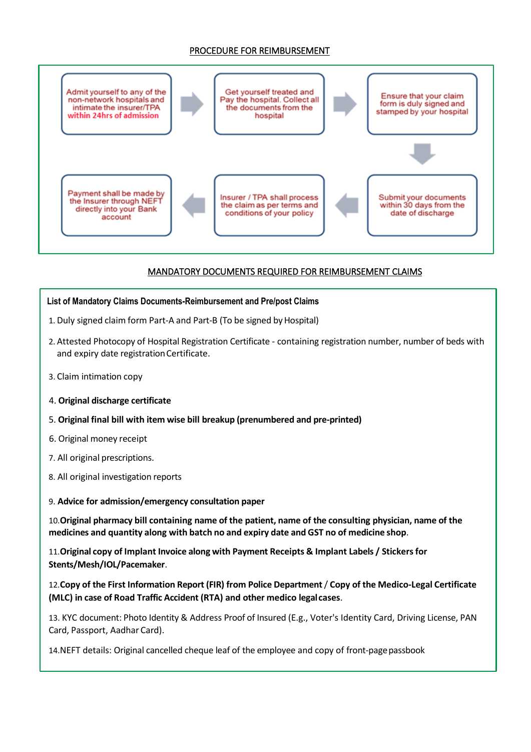## PROCEDURE FOR REIMBURSEMENT

1. Admit yourself to any of the non-network hospitals and intimate the insurer/TPA **within 24hrs of admission**
2. Get yourself treated and Pay the hospital. Collect all the documents from the hospital
3. Ensure that your claim form is duly signed and stamped by your hospital
4. Submit your documents within 30 days from the date of discharge
5. Insurer / TPA shall process the claim as per terms and conditions of your policy
6. Payment shall be made by the Insurer through NEFT directly into your Bank account

## MANDATORY DOCUMENTS REQUIRED FOR REIMBURSEMENT CLAIMS

**List of Mandatory Claims Documents-Reimbursement and Pre/post Claims**

1. Duly signed claim form Part-A and Part-B (To be signed by Hospital)
2. Attested Photocopy of Hospital Registration Certificate - containing registration number, number of beds with and expiry date registration Certificate.
3. Claim intimation copy
4. **Original discharge certificate**
5. **Original final bill with item wise bill breakup (prenumbered and pre-printed)**
6. Original money receipt
7. All original prescriptions.
8. All original investigation reports
9. **Advice for admission/emergency consultation paper**
10. **Original pharmacy bill containing name of the patient, name of the consulting physician, name of the medicines and quantity along with batch no and expiry date and GST no of medicine shop**.
11. **Original copy of Implant Invoice along with Payment Receipts & Implant Labels / Stickers for Stents/Mesh/IOL/Pacemaker**.
12. **Copy of the First Information Report (FIR) from Police Department** / **Copy of the Medico-Legal Certificate (MLC) in case of Road Traffic Accident (RTA) and other medico legal cases**.
13. KYC document: Photo Identity & Address Proof of Insured (E.g., Voter's Identity Card, Driving License, PAN Card, Passport, Aadhar Card).
14. NEFT details: Original cancelled cheque leaf of the employee and copy of front-page passbook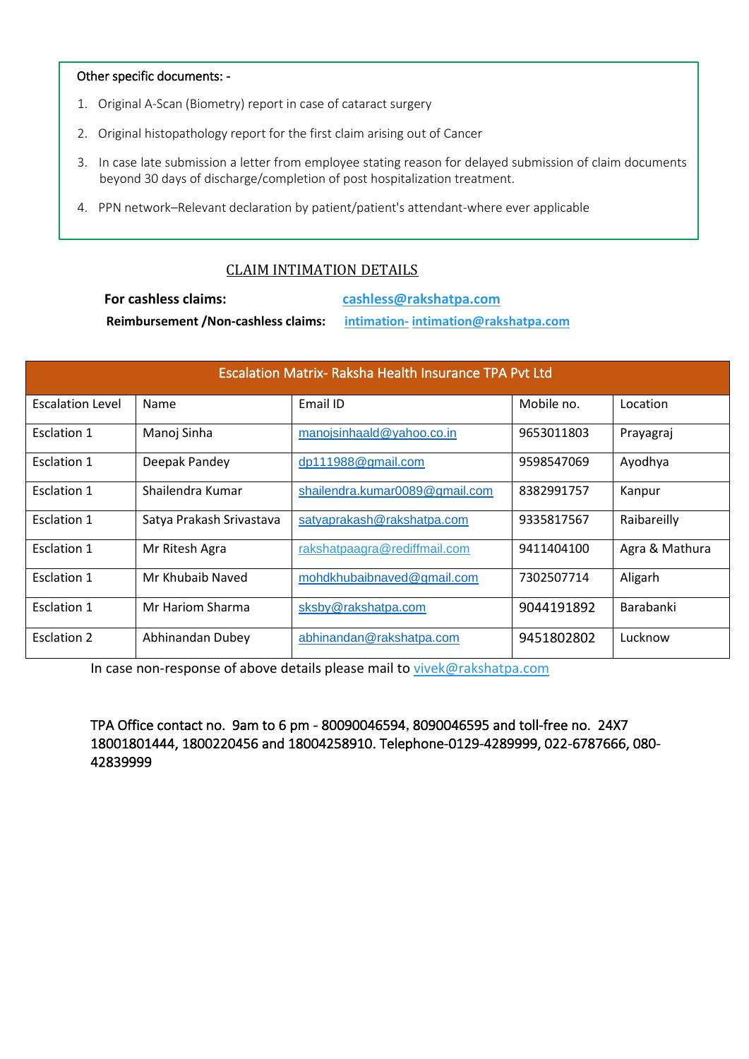Other specific documents: -

1. Original A-Scan (Biometry) report in case of cataract surgery
2. Original histopathology report for the first claim arising out of Cancer
3. In case late submission a letter from employee stating reason for delayed submission of claim documents beyond 30 days of discharge/completion of post hospitalization treatment.
4. PPN network–Relevant declaration by patient/patient's attendant-where ever applicable

## CLAIM INTIMATION DETAILS

**For cashless claims:** **cashless@rakshatpa.com**

**Reimbursement /Non-cashless claims:** **intimation- intimation@rakshatpa.com**

| Escalation Matrix- Raksha Health Insurance TPA Pvt Ltd | | | | |
|---|---|---|---|---|
| Escalation Level | Name | Email ID | Mobile no. | Location |
| Esclation 1 | Manoj Sinha | manojsinhaald@yahoo.co.in | 9653011803 | Prayagraj |
| Esclation 1 | Deepak Pandey | dp111988@gmail.com | 9598547069 | Ayodhya |
| Esclation 1 | Shailendra Kumar | shailendra.kumar0089@gmail.com | 8382991757 | Kanpur |
| Esclation 1 | Satya Prakash Srivastava | satyaprakash@rakshatpa.com | 9335817567 | Raibareilly |
| Esclation 1 | Mr Ritesh Agra | rakshatpaagra@rediffmail.com | 9411404100 | Agra & Mathura |
| Esclation 1 | Mr Khubaib Naved | mohdkhubaibnaved@gmail.com | 7302507714 | Aligarh |
| Esclation 1 | Mr Hariom Sharma | sksby@rakshatpa.com | 9044191892 | Barabanki |
| Esclation 2 | Abhinandan Dubey | abhinandan@rakshatpa.com | 9451802802 | Lucknow |

In case non-response of above details please mail to vivek@rakshatpa.com

TPA Office contact no. 9am to 6 pm - 80090046594, 8090046595 and toll-free no. 24X7 18001801444, 1800220456 and 18004258910. Telephone-0129-4289999, 022-6787666, 080-42839999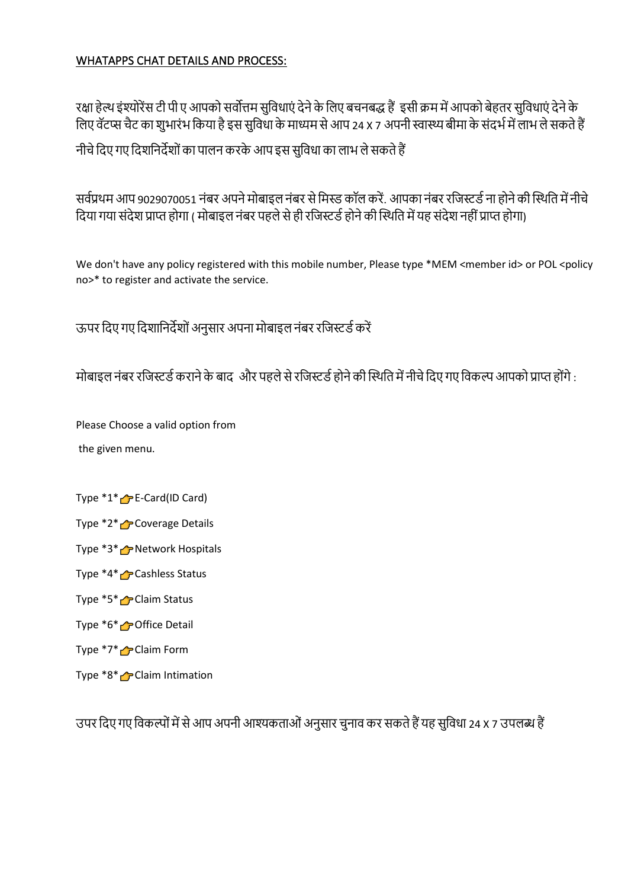WHATAPPS CHAT DETAILS AND PROCESS:

रक्षा हेल्थ इंश्योरेंस टी पी ए आपको सर्वोत्तम सुविधाएं देने के लिए बचनबद्ध हैं इसी क्रम में आपको बेहतर सुविधाएं देने के लिए वॅटप्स चैट का शुभारंभ किया है इस सुविधा के माध्यम से आप 24 X 7 अपनी स्वास्थ्य बीमा के संदर्भ में लाभ ले सकते हैं

नीचे दिए गए दिशनिर्देशों का पालन करके आप इस सुविधा का लाभ ले सकते हैं

सर्वप्रथम आप 9029070051 नंबर अपने मोबाइल नंबर से मिस्ड कॉल करें. आपका नंबर रजिस्टर्ड ना होने की स्थिति में नीचे दिया गया संदेश प्राप्त होगा ( मोबाइल नंबर पहले से ही रजिस्टर्ड होने की स्थिति में यह संदेश नहीं प्राप्त होगा)

We don't have any policy registered with this mobile number, Please type *MEM <member id> or POL <policy no>* to register and activate the service.

ऊपर दिए गए दिशानिर्देशों अनुसार अपना मोबाइल नंबर रजिस्टर्ड करें

मोबाइल नंबर रजिस्टर्ड कराने के बाद और पहले से रजिस्टर्ड होने की स्थिति में नीचे दिए गए विकल्प आपको प्राप्त होंगे :

Please Choose a valid option from
the given menu.

Type *1* 👉 E-Card(ID Card)

Type *2* 👉 Coverage Details

Type *3* 👉 Network Hospitals

Type *4* 👉 Cashless Status

Type *5* 👉 Claim Status

Type *6* 👉 Office Detail

Type *7* 👉 Claim Form

Type *8* 👉 Claim Intimation

उपर दिए गए विकल्पों में से आप अपनी आश्यकताओं अनुसार चुनाव कर सकते हैं यह सुविधा 24 X 7 उपलब्ध हैं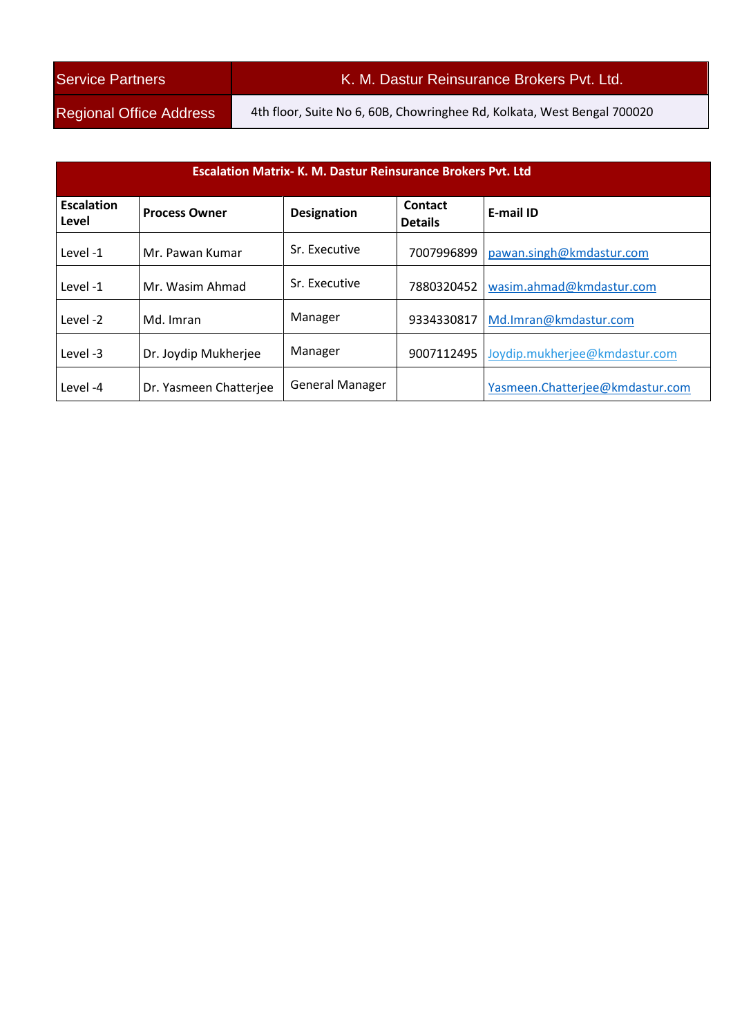| | |
|---|---|
| Service Partners | K. M. Dastur Reinsurance Brokers Pvt. Ltd. |
| Regional Office Address | 4th floor, Suite No 6, 60B, Chowringhee Rd, Kolkata, West Bengal 700020 |

**Escalation Matrix- K. M. Dastur Reinsurance Brokers Pvt. Ltd**

| Escalation Level | Process Owner | Designation | Contact Details | E-mail ID |
|---|---|---|---|---|
| Level -1 | Mr. Pawan Kumar | Sr. Executive | 7007996899 | pawan.singh@kmdastur.com |
| Level -1 | Mr. Wasim Ahmad | Sr. Executive | 7880320452 | wasim.ahmad@kmdastur.com |
| Level -2 | Md. Imran | Manager | 9334330817 | Md.Imran@kmdastur.com |
| Level -3 | Dr. Joydip Mukherjee | Manager | 9007112495 | Joydip.mukherjee@kmdastur.com |
| Level -4 | Dr. Yasmeen Chatterjee | General Manager | | Yasmeen.Chatterjee@kmdastur.com |